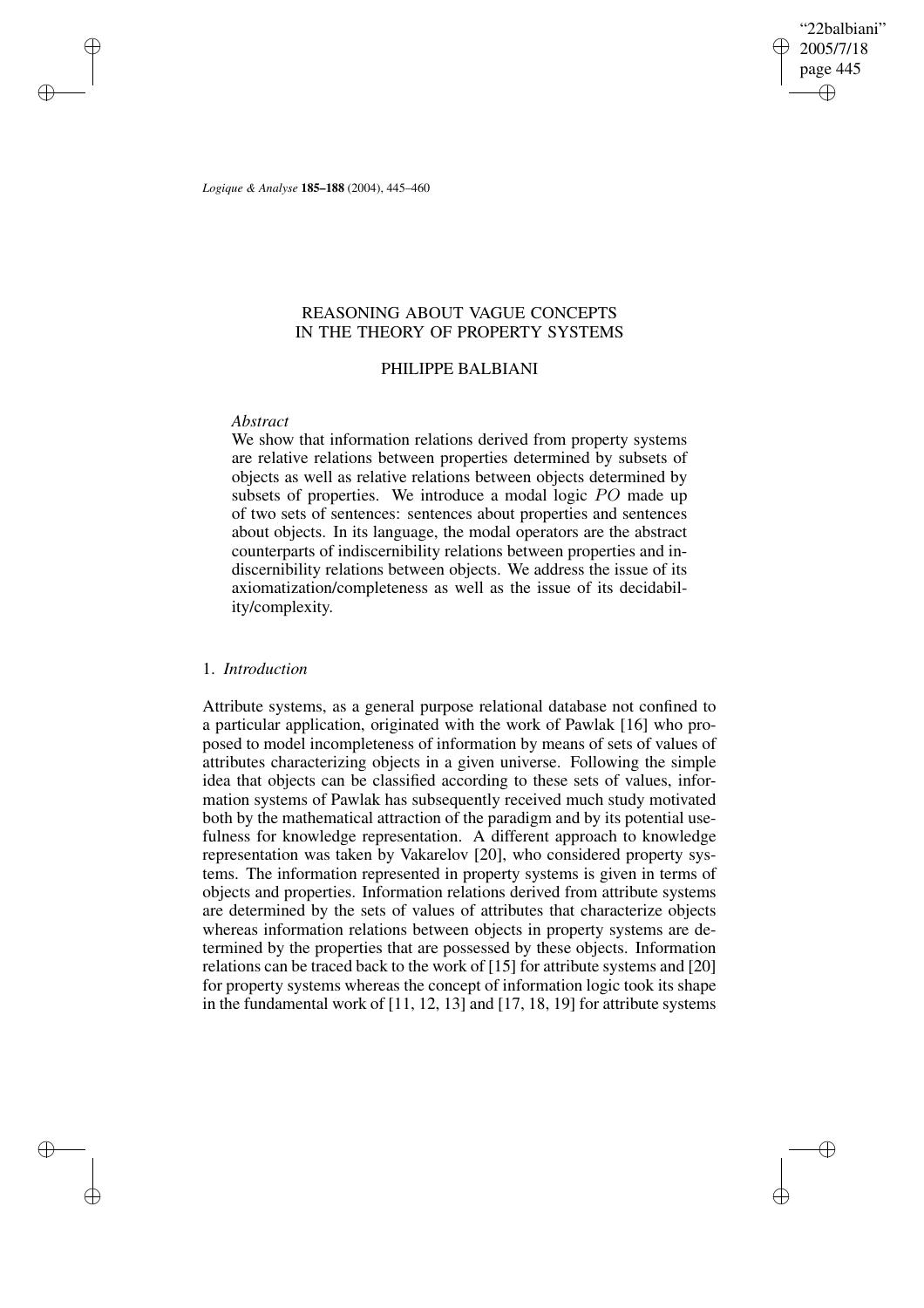# REASONING ABOUT VAGUE CONCEPTS IN THE THEORY OF PROPERTY SYSTEMS

## PHILIPPE BALBIANI

*Abstract*

We show that information relations derived from property systems are relative relations between properties determined by subsets of objects as well as relative relations between objects determined by subsets of properties. We introduce a modal logic $PO$ made up of two sets of sentences: sentences about properties and sentences about objects. In its language, the modal operators are the abstract counterparts of indiscernibility relations between properties and indiscernibility relations between objects. We address the issue of its axiomatization/completeness as well as the issue of its decidability/complexity.

## 1. *Introduction*

Attribute systems, as a general purpose relational database not confined to a particular application, originated with the work of Pawlak [16] who proposed to model incompleteness of information by means of sets of values of attributes characterizing objects in a given universe. Following the simple idea that objects can be classified according to these sets of values, information systems of Pawlak has subsequently received much study motivated both by the mathematical attraction of the paradigm and by its potential usefulness for knowledge representation. A different approach to knowledge representation was taken by Vakarelov [20], who considered property systems. The information represented in property systems is given in terms of objects and properties. Information relations derived from attribute systems are determined by the sets of values of attributes that characterize objects whereas information relations between objects in property systems are determined by the properties that are possessed by these objects. Information relations can be traced back to the work of [15] for attribute systems and [20] for property systems whereas the concept of information logic took its shape in the fundamental work of [11, 12, 13] and [17, 18, 19] for attribute systems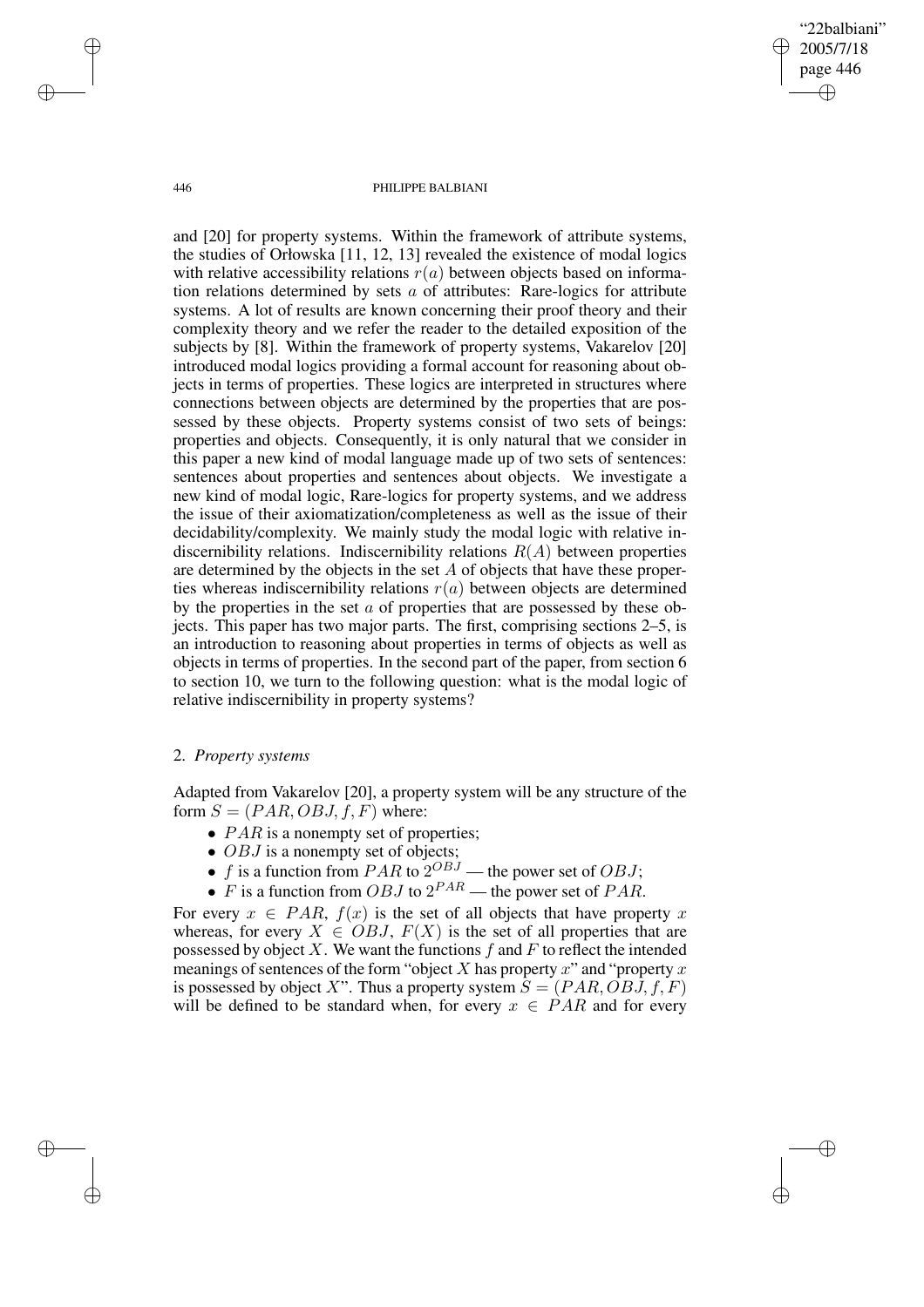and [20] for property systems. Within the framework of attribute systems, the studies of Orłowska [11, 12, 13] revealed the existence of modal logics with relative accessibility relations $r(a)$ between objects based on information relations determined by sets $a$ of attributes: Rare-logics for attribute systems. A lot of results are known concerning their proof theory and their complexity theory and we refer the reader to the detailed exposition of the subjects by [8]. Within the framework of property systems, Vakarelov [20] introduced modal logics providing a formal account for reasoning about objects in terms of properties. These logics are interpreted in structures where connections between objects are determined by the properties that are possessed by these objects. Property systems consist of two sets of beings: properties and objects. Consequently, it is only natural that we consider in this paper a new kind of modal language made up of two sets of sentences: sentences about properties and sentences about objects. We investigate a new kind of modal logic, Rare-logics for property systems, and we address the issue of their axiomatization/completeness as well as the issue of their decidability/complexity. We mainly study the modal logic with relative indiscernibility relations. Indiscernibility relations $R(A)$ between properties are determined by the objects in the set $A$ of objects that have these properties whereas indiscernibility relations $r(a)$ between objects are determined by the properties in the set $a$ of properties that are possessed by these objects. This paper has two major parts. The first, comprising sections 2–5, is an introduction to reasoning about properties in terms of objects as well as objects in terms of properties. In the second part of the paper, from section 6 to section 10, we turn to the following question: what is the modal logic of relative indiscernibility in property systems?

## 2. *Property systems*

Adapted from Vakarelov [20], a property system will be any structure of the form $S = (PAR, OBJ, f, F)$ where:

- $PAR$ is a nonempty set of properties;
- $OBJ$ is a nonempty set of objects;
- $f$ is a function from $PAR$ to $2^{OBJ}$ — the power set of $OBJ$;
- $F$ is a function from $OBJ$ to $2^{PAR}$ — the power set of $PAR$.

For every $x \in PAR$, $f(x)$ is the set of all objects that have property $x$ whereas, for every $X \in OBJ$, $F(X)$ is the set of all properties that are possessed by object $X$. We want the functions $f$ and $F$ to reflect the intended meanings of sentences of the form "object $X$ has property $x$" and "property $x$ is possessed by object $X$". Thus a property system $S = (PAR, OBJ, f, F)$ will be defined to be standard when, for every $x \in PAR$ and for every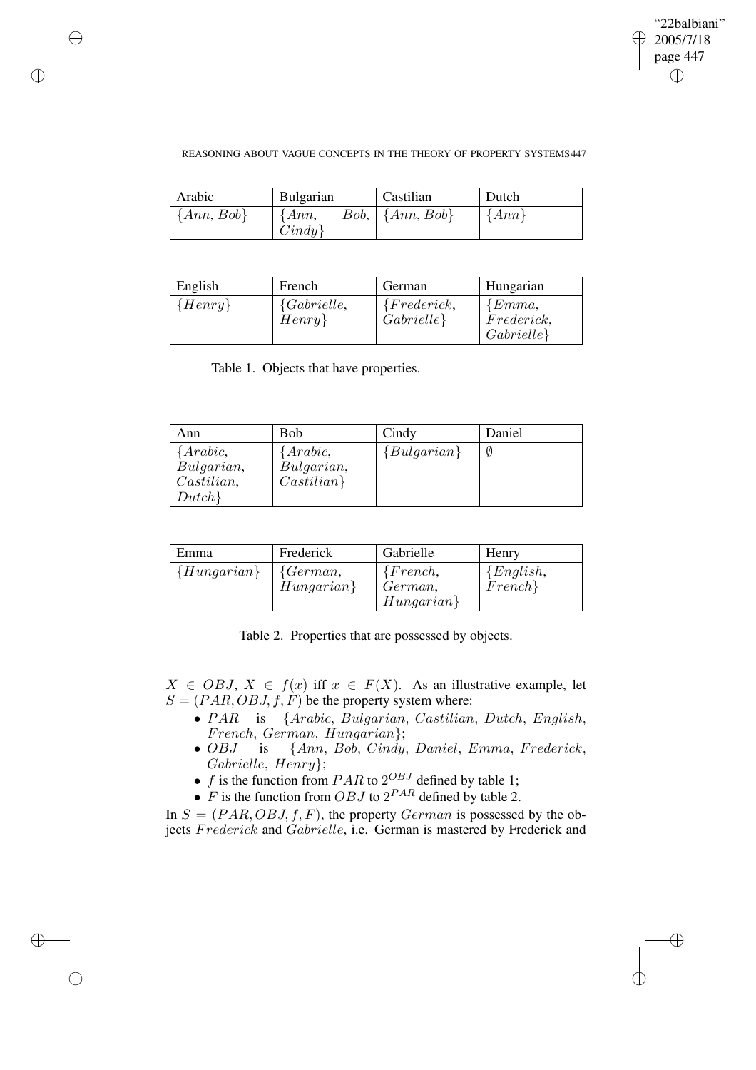| Arabic | Bulgarian | Castilian | Dutch |
|---|---|---|---|
| $\{Ann, Bob\}$ | $\{Ann, Bob, Cindy\}$ | $\{Ann, Bob\}$ | $\{Ann\}$ |

| English | French | German | Hungarian |
|---|---|---|---|
| $\{Henry\}$ | $\{Gabrielle, Henry\}$ | $\{Frederick, Gabrielle\}$ | $\{Emma, Frederick, Gabrielle\}$ |

Table 1. Objects that have properties.

| Ann | Bob | Cindy | Daniel |
|---|---|---|---|
| $\{Arabic, Bulgarian, Castilian, Dutch\}$ | $\{Arabic, Bulgarian, Castilian\}$ | $\{Bulgarian\}$ | $\emptyset$ |

| Emma | Frederick | Gabrielle | Henry |
|---|---|---|---|
| $\{Hungarian\}$ | $\{German, Hungarian\}$ | $\{French, German, Hungarian\}$ | $\{English, French\}$ |

Table 2. Properties that are possessed by objects.

$X \in OBJ$, $X \in f(x)$ iff $x \in F(X)$. As an illustrative example, let $S = (PAR, OBJ, f, F)$ be the property system where:

- $PAR$ is $\{Arabic, Bulgarian, Castilian, Dutch, English, French, German, Hungarian\}$;
- $OBJ$ is $\{Ann, Bob, Cindy, Daniel, Emma, Frederick, Gabrielle, Henry\}$;
- $f$ is the function from $PAR$ to $2^{OBJ}$ defined by table 1;
- $F$ is the function from $OBJ$ to $2^{PAR}$ defined by table 2.

In $S = (PAR, OBJ, f, F)$, the property $German$ is possessed by the objects $Frederick$ and $Gabrielle$, i.e. German is mastered by Frederick and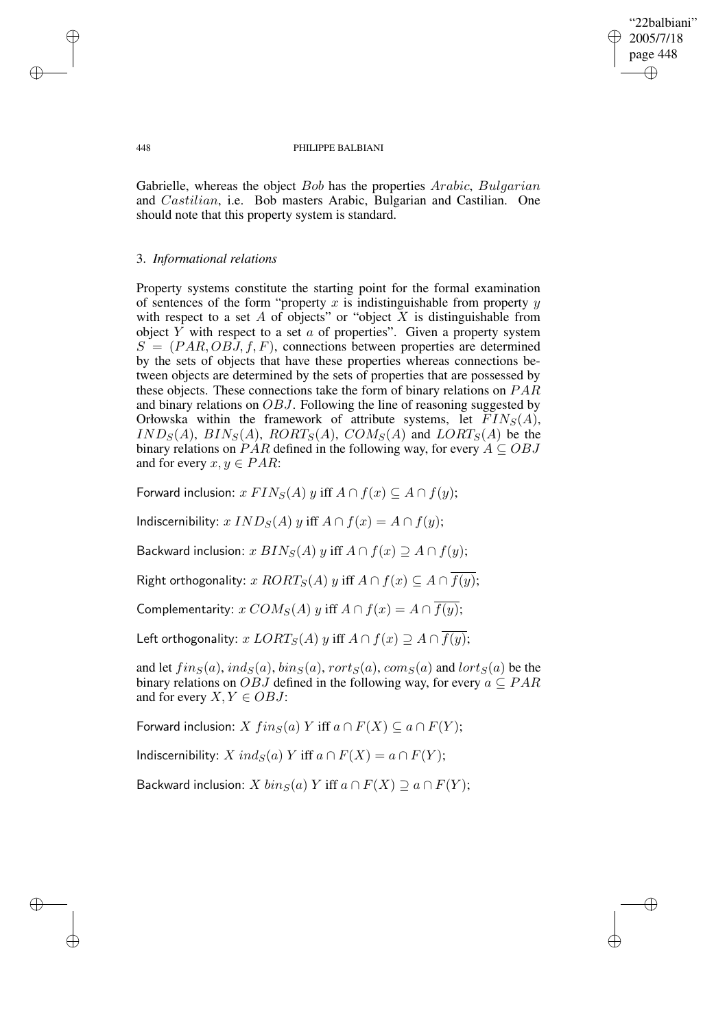Gabrielle, whereas the object $Bob$ has the properties $Arabic$, $Bulgarian$ and $Castilian$, i.e. Bob masters Arabic, Bulgarian and Castilian. One should note that this property system is standard.

## 3. *Informational relations*

Property systems constitute the starting point for the formal examination of sentences of the form "property $x$ is indistinguishable from property $y$ with respect to a set $A$ of objects" or "object $X$ is distinguishable from object $Y$ with respect to a set $a$ of properties". Given a property system $S = (PAR, OBJ, f, F)$, connections between properties are determined by the sets of objects that have these properties whereas connections between objects are determined by the sets of properties that are possessed by these objects. These connections take the form of binary relations on $PAR$ and binary relations on $OBJ$. Following the line of reasoning suggested by Orłowska within the framework of attribute systems, let $FIN_S(A)$, $IND_S(A)$, $BIN_S(A)$, $RORT_S(A)$, $COM_S(A)$ and $LORT_S(A)$ be the binary relations on $PAR$ defined in the following way, for every $A \subseteq OBJ$ and for every $x, y \in PAR$:

Forward inclusion: $x\ FIN_S(A)\ y$ iff $A \cap f(x) \subseteq A \cap f(y)$;

Indiscernibility: $x\ IND_S(A)\ y$ iff $A \cap f(x) = A \cap f(y)$;

Backward inclusion: $x\ BIN_S(A)\ y$ iff $A \cap f(x) \supseteq A \cap f(y)$;

Right orthogonality: $x\ RORT_S(A)\ y$ iff $A \cap f(x) \subseteq A \cap \overline{f(y)}$;

Complementarity: $x\ COM_S(A)\ y$ iff $A \cap f(x) = A \cap \overline{f(y)}$;

Left orthogonality: $x\ LORT_S(A)\ y$ iff $A \cap f(x) \supseteq A \cap \overline{f(y)}$;

and let $fin_S(a)$, $ind_S(a)$, $bin_S(a)$, $rort_S(a)$, $com_S(a)$ and $lort_S(a)$ be the binary relations on $OBJ$ defined in the following way, for every $a \subseteq PAR$ and for every $X, Y \in OBJ$:

Forward inclusion: $X\ fin_S(a)\ Y$ iff $a \cap F(X) \subseteq a \cap F(Y)$;

Indiscernibility: $X\ ind_S(a)\ Y$ iff $a \cap F(X) = a \cap F(Y)$;

Backward inclusion: $X\ bin_S(a)\ Y$ iff $a \cap F(X) \supseteq a \cap F(Y)$;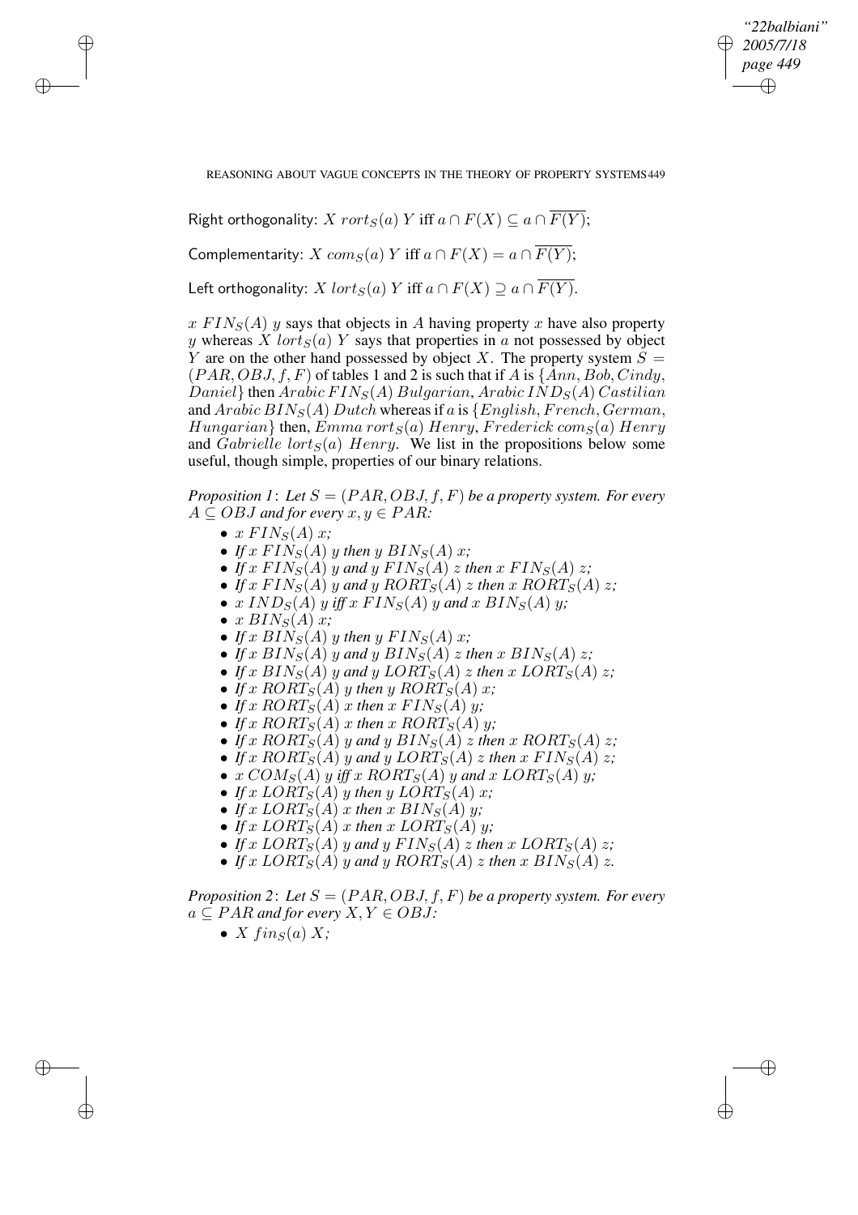Right orthogonality: $X \; rort_S(a) \; Y$ iff $a \cap F(X) \subseteq a \cap \overline{F(Y)}$;

Complementarity: $X \; com_S(a) \; Y$ iff $a \cap F(X) = a \cap \overline{F(Y)}$;

Left orthogonality: $X \; lort_S(a) \; Y$ iff $a \cap F(X) \supseteq a \cap \overline{F(Y)}$.

$x \; FIN_S(A) \; y$ says that objects in $A$ having property $x$ have also property $y$ whereas $X \; lort_S(a) \; Y$ says that properties in $a$ not possessed by object $Y$ are on the other hand possessed by object $X$. The property system $S = (PAR, OBJ, f, F)$ of tables 1 and 2 is such that if $A$ is $\{Ann, Bob, Cindy, Daniel\}$ then $Arabic \; FIN_S(A) \; Bulgarian$, $Arabic \; IND_S(A) \; Castilian$ and $Arabic \; BIN_S(A) \; Dutch$ whereas if $a$ is $\{English, French, German, Hungarian\}$ then, $Emma \; rort_S(a) \; Henry$, $Frederick \; com_S(a) \; Henry$ and $Gabrielle \; lort_S(a) \; Henry$. We list in the propositions below some useful, though simple, properties of our binary relations.

*Proposition 1*: *Let $S = (PAR, OBJ, f, F)$ be a property system. For every $A \subseteq OBJ$ and for every $x, y \in PAR$:*

- $x \; FIN_S(A) \; x$;
- *If* $x \; FIN_S(A) \; y$ *then* $y \; BIN_S(A) \; x$;
- *If* $x \; FIN_S(A) \; y$ *and* $y \; FIN_S(A) \; z$ *then* $x \; FIN_S(A) \; z$;
- *If* $x \; FIN_S(A) \; y$ *and* $y \; RORT_S(A) \; z$ *then* $x \; RORT_S(A) \; z$;
- $x \; IND_S(A) \; y$ *iff* $x \; FIN_S(A) \; y$ *and* $x \; BIN_S(A) \; y$;
- $x \; BIN_S(A) \; x$;
- *If* $x \; BIN_S(A) \; y$ *then* $y \; FIN_S(A) \; x$;
- *If* $x \; BIN_S(A) \; y$ *and* $y \; BIN_S(A) \; z$ *then* $x \; BIN_S(A) \; z$;
- *If* $x \; BIN_S(A) \; y$ *and* $y \; LORT_S(A) \; z$ *then* $x \; LORT_S(A) \; z$;
- *If* $x \; RORT_S(A) \; y$ *then* $y \; RORT_S(A) \; x$;
- *If* $x \; RORT_S(A) \; x$ *then* $x \; FIN_S(A) \; y$;
- *If* $x \; RORT_S(A) \; x$ *then* $x \; RORT_S(A) \; y$;
- *If* $x \; RORT_S(A) \; y$ *and* $y \; BIN_S(A) \; z$ *then* $x \; RORT_S(A) \; z$;
- *If* $x \; RORT_S(A) \; y$ *and* $y \; LORT_S(A) \; z$ *then* $x \; FIN_S(A) \; z$;
- $x \; COM_S(A) \; y$ *iff* $x \; RORT_S(A) \; y$ *and* $x \; LORT_S(A) \; y$;
- *If* $x \; LORT_S(A) \; y$ *then* $y \; LORT_S(A) \; x$;
- *If* $x \; LORT_S(A) \; x$ *then* $x \; BIN_S(A) \; y$;
- *If* $x \; LORT_S(A) \; x$ *then* $x \; LORT_S(A) \; y$;
- *If* $x \; LORT_S(A) \; y$ *and* $y \; FIN_S(A) \; z$ *then* $x \; LORT_S(A) \; z$;
- *If* $x \; LORT_S(A) \; y$ *and* $y \; RORT_S(A) \; z$ *then* $x \; BIN_S(A) \; z$.

*Proposition 2*: *Let $S = (PAR, OBJ, f, F)$ be a property system. For every $a \subseteq PAR$ and for every $X, Y \in OBJ$:*

- $X \; fin_S(a) \; X$;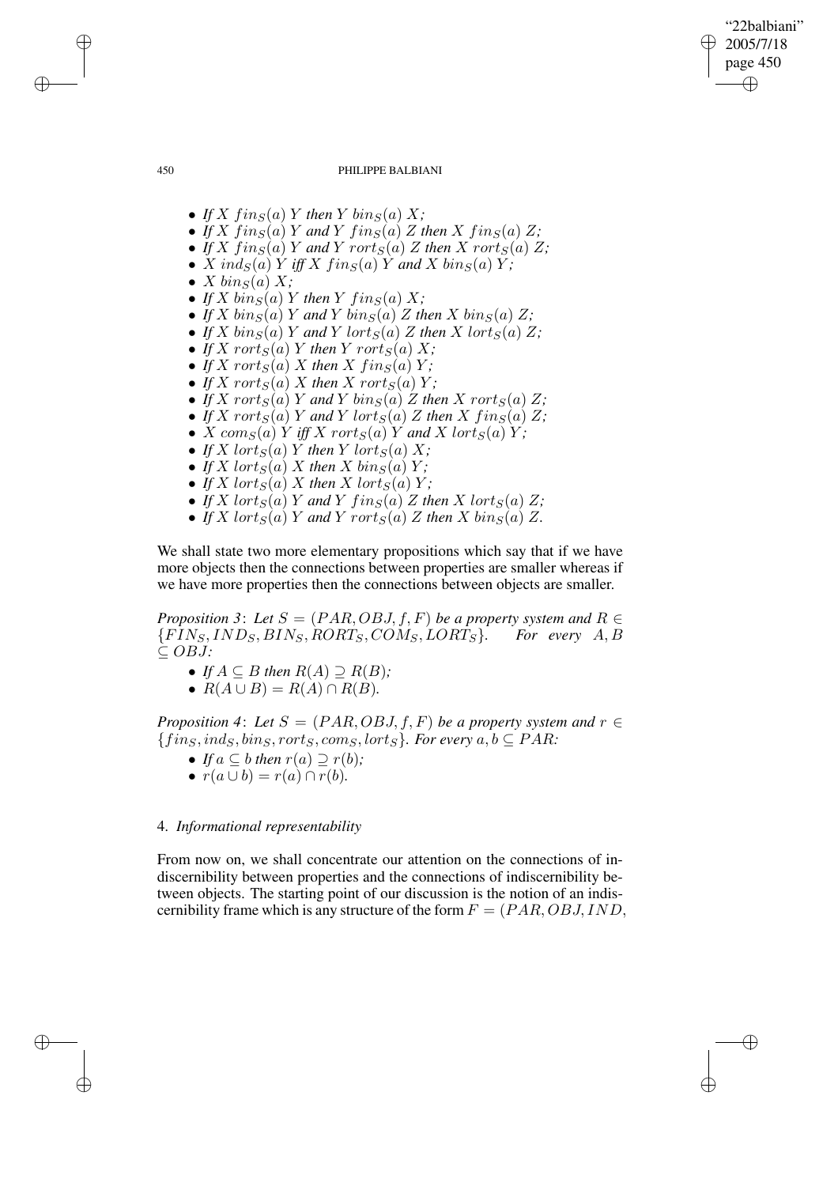- *If* $X\ fin_S(a)\ Y$ *then* $Y\ bin_S(a)\ X$*;*
- *If* $X\ fin_S(a)\ Y$ *and* $Y\ fin_S(a)\ Z$ *then* $X\ fin_S(a)\ Z$*;*
- *If* $X\ fin_S(a)\ Y$ *and* $Y\ rort_S(a)\ Z$ *then* $X\ rort_S(a)\ Z$*;*
- $X\ ind_S(a)\ Y$ *iff* $X\ fin_S(a)\ Y$ *and* $X\ bin_S(a)\ Y$*;*
- $X\ bin_S(a)\ X$*;*
- *If* $X\ bin_S(a)\ Y$ *then* $Y\ fin_S(a)\ X$*;*
- *If* $X\ bin_S(a)\ Y$ *and* $Y\ bin_S(a)\ Z$ *then* $X\ bin_S(a)\ Z$*;*
- *If* $X\ bin_S(a)\ Y$ *and* $Y\ lort_S(a)\ Z$ *then* $X\ lort_S(a)\ Z$*;*
- *If* $X\ rort_S(a)\ Y$ *then* $Y\ rort_S(a)\ X$*;*
- *If* $X\ rort_S(a)\ X$ *then* $X\ fin_S(a)\ Y$*;*
- *If* $X\ rort_S(a)\ X$ *then* $X\ rort_S(a)\ Y$*;*
- *If* $X\ rort_S(a)\ Y$ *and* $Y\ bin_S(a)\ Z$ *then* $X\ rort_S(a)\ Z$*;*
- *If* $X\ rort_S(a)\ Y$ *and* $Y\ lort_S(a)\ Z$ *then* $X\ fin_S(a)\ Z$*;*
- $X\ com_S(a)\ Y$ *iff* $X\ rort_S(a)\ Y$ *and* $X\ lort_S(a)\ Y$*;*
- *If* $X\ lort_S(a)\ Y$ *then* $Y\ lort_S(a)\ X$*;*
- *If* $X\ lort_S(a)\ X$ *then* $X\ bin_S(a)\ Y$*;*
- *If* $X\ lort_S(a)\ X$ *then* $X\ lort_S(a)\ Y$*;*
- *If* $X\ lort_S(a)\ Y$ *and* $Y\ fin_S(a)\ Z$ *then* $X\ lort_S(a)\ Z$*;*
- *If* $X\ lort_S(a)\ Y$ *and* $Y\ rort_S(a)\ Z$ *then* $X\ bin_S(a)\ Z$.

We shall state two more elementary propositions which say that if we have more objects then the connections between properties are smaller whereas if we have more properties then the connections between objects are smaller.

*Proposition 3*: *Let* $S = (PAR, OBJ, f, F)$ *be a property system and* $R \in \{FIN_S, IND_S, BIN_S, RORT_S, COM_S, LORT_S\}$. *For every* $A, B \subseteq OBJ$*:*

- *If* $A \subseteq B$ *then* $R(A) \supseteq R(B)$*;*
- $R(A \cup B) = R(A) \cap R(B)$.

*Proposition 4*: *Let* $S = (PAR, OBJ, f, F)$ *be a property system and* $r \in \{fin_S, ind_S, bin_S, rort_S, com_S, lort_S\}$. *For every* $a, b \subseteq PAR$*:*

- *If* $a \subseteq b$ *then* $r(a) \supseteq r(b)$*;*
- $r(a \cup b) = r(a) \cap r(b)$.

## 4. *Informational representability*

From now on, we shall concentrate our attention on the connections of indiscernibility between properties and the connections of indiscernibility between objects. The starting point of our discussion is the notion of an indiscernibility frame which is any structure of the form $F = (PAR, OBJ, IND,$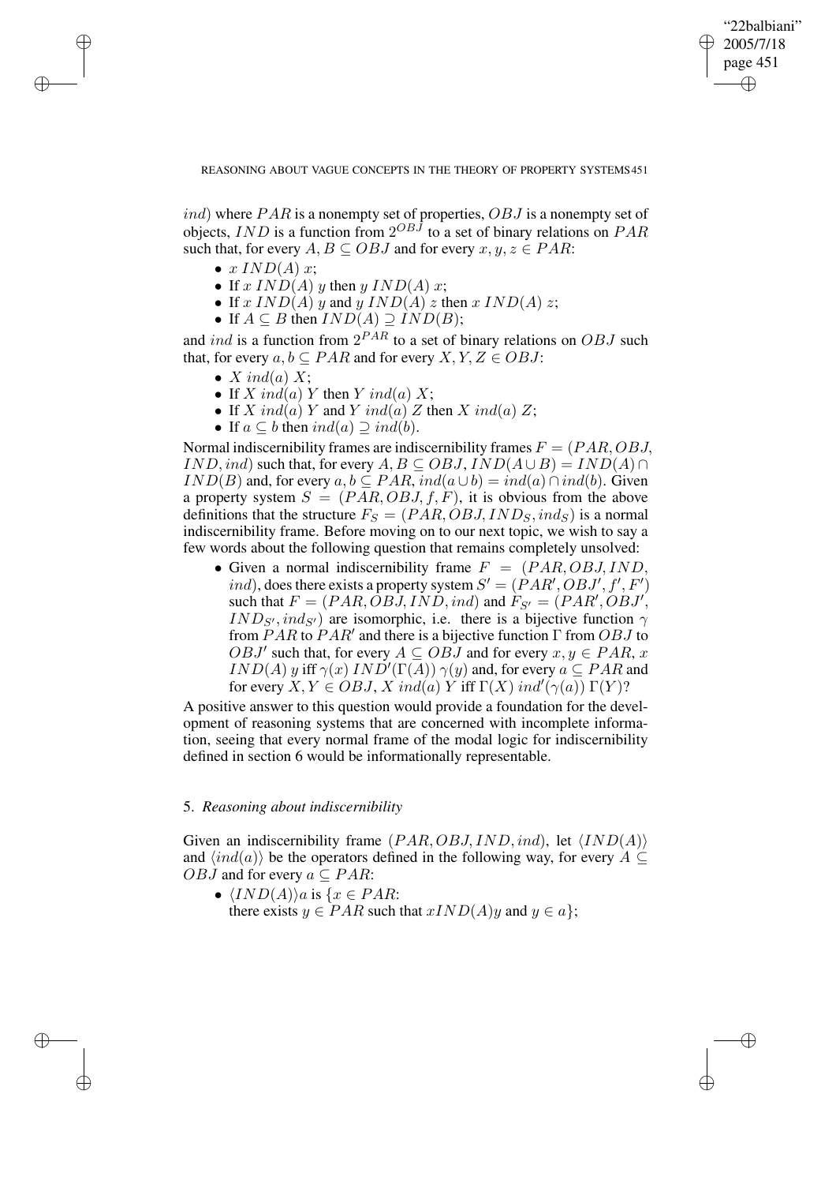$ind$) where $PAR$ is a nonempty set of properties, $OBJ$ is a nonempty set of objects, $IND$ is a function from $2^{OBJ}$ to a set of binary relations on $PAR$ such that, for every $A, B \subseteq OBJ$ and for every $x, y, z \in PAR$:

- $x \; IND(A) \; x$;
- If $x \; IND(A) \; y$ then $y \; IND(A) \; x$;
- If $x \; IND(A) \; y$ and $y \; IND(A) \; z$ then $x \; IND(A) \; z$;
- If $A \subseteq B$ then $IND(A) \supseteq IND(B)$;

and $ind$ is a function from $2^{PAR}$ to a set of binary relations on $OBJ$ such that, for every $a, b \subseteq PAR$ and for every $X, Y, Z \in OBJ$:

- $X \; ind(a) \; X$;
- If $X \; ind(a) \; Y$ then $Y \; ind(a) \; X$;
- If $X \; ind(a) \; Y$ and $Y \; ind(a) \; Z$ then $X \; ind(a) \; Z$;
- If $a \subseteq b$ then $ind(a) \supseteq ind(b)$.

Normal indiscernibility frames are indiscernibility frames $F = (PAR, OBJ, IND, ind)$ such that, for every $A, B \subseteq OBJ$, $IND(A \cup B) = IND(A) \cap IND(B)$ and, for every $a, b \subseteq PAR$, $ind(a \cup b) = ind(a) \cap ind(b)$. Given a property system $S = (PAR, OBJ, f, F)$, it is obvious from the above definitions that the structure $F_S = (PAR, OBJ, IND_S, ind_S)$ is a normal indiscernibility frame. Before moving on to our next topic, we wish to say a few words about the following question that remains completely unsolved:

- Given a normal indiscernibility frame $F = (PAR, OBJ, IND, ind)$, does there exists a property system $S' = (PAR', OBJ', f', F')$ such that $F = (PAR, OBJ, IND, ind)$ and $F_{S'} = (PAR', OBJ', IND_{S'}, ind_{S'})$ are isomorphic, i.e. there is a bijective function $\gamma$ from $PAR$ to $PAR'$ and there is a bijective function $\Gamma$ from $OBJ$ to $OBJ'$ such that, for every $A \subseteq OBJ$ and for every $x, y \in PAR$, $x \; IND(A) \; y$ iff $\gamma(x) \; IND'(\Gamma(A)) \; \gamma(y)$ and, for every $a \subseteq PAR$ and for every $X, Y \in OBJ$, $X \; ind(a) \; Y$ iff $\Gamma(X) \; ind'(\gamma(a)) \; \Gamma(Y)$?

A positive answer to this question would provide a foundation for the development of reasoning systems that are concerned with incomplete information, seeing that every normal frame of the modal logic for indiscernibility defined in section 6 would be informationally representable.

## 5. *Reasoning about indiscernibility*

Given an indiscernibility frame $(PAR, OBJ, IND, ind)$, let $\langle IND(A) \rangle$ and $\langle ind(a) \rangle$ be the operators defined in the following way, for every $A \subseteq OBJ$ and for every $a \subseteq PAR$:

- $\langle IND(A) \rangle a$ is $\{x \in PAR$: there exists $y \in PAR$ such that $x IND(A) y$ and $y \in a\}$;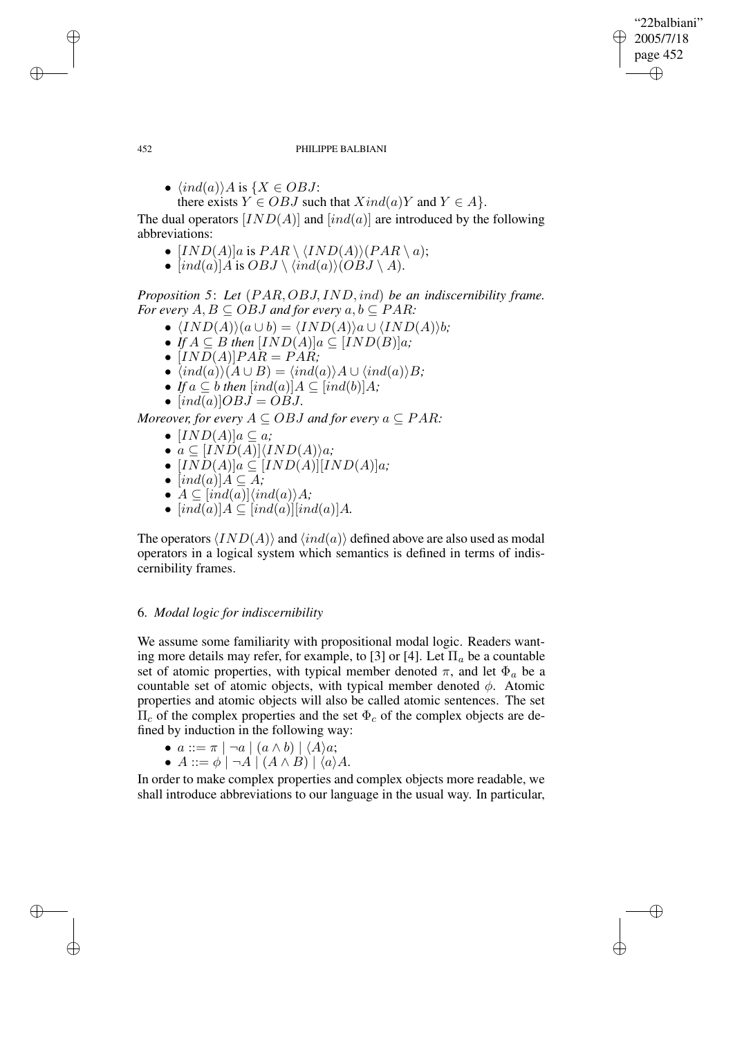- $\langle ind(a)\rangle A$ is $\{X \in OBJ$: there exists $Y \in OBJ$ such that $X ind(a) Y$ and $Y \in A\}$.

The dual operators $[IND(A)]$ and $[ind(a)]$ are introduced by the following abbreviations:

- $[IND(A)]a$ is $PAR \setminus \langle IND(A)\rangle(PAR \setminus a)$;
- $[ind(a)]A$ is $OBJ \setminus \langle ind(a)\rangle(OBJ \setminus A)$.

*Proposition 5*: *Let $(PAR, OBJ, IND, ind)$ be an indiscernibility frame. For every $A, B \subseteq OBJ$ and for every $a, b \subseteq PAR$:*

- $\langle IND(A)\rangle(a \cup b) = \langle IND(A)\rangle a \cup \langle IND(A)\rangle b$;
- *If $A \subseteq B$ then $[IND(A)]a \subseteq [IND(B)]a$;*
- $[IND(A)]PAR = PAR$;
- $\langle ind(a)\rangle(A \cup B) = \langle ind(a)\rangle A \cup \langle ind(a)\rangle B$;
- *If $a \subseteq b$ then $[ind(a)]A \subseteq [ind(b)]A$;*
- $[ind(a)]OBJ = OBJ$.

*Moreover, for every $A \subseteq OBJ$ and for every $a \subseteq PAR$:*

- $[IND(A)]a \subseteq a$;
- $a \subseteq [IND(A)]\langle IND(A)\rangle a$;
- $[IND(A)]a \subseteq [IND(A)][IND(A)]a$;
- $[ind(a)]A \subseteq A$;
- $A \subseteq [ind(a)]\langle ind(a)\rangle A$;
- $[ind(a)]A \subseteq [ind(a)][ind(a)]A$.

The operators $\langle IND(A)\rangle$ and $\langle ind(a)\rangle$ defined above are also used as modal operators in a logical system which semantics is defined in terms of indiscernibility frames.

## 6. *Modal logic for indiscernibility*

We assume some familiarity with propositional modal logic. Readers wanting more details may refer, for example, to [3] or [4]. Let $\Pi_a$ be a countable set of atomic properties, with typical member denoted $\pi$, and let $\Phi_a$ be a countable set of atomic objects, with typical member denoted $\phi$. Atomic properties and atomic objects will also be called atomic sentences. The set $\Pi_c$ of the complex properties and the set $\Phi_c$ of the complex objects are defined by induction in the following way:

- $a ::= \pi \mid \neg a \mid (a \wedge b) \mid \langle A\rangle a$;
- $A ::= \phi \mid \neg A \mid (A \wedge B) \mid \langle a\rangle A$.

In order to make complex properties and complex objects more readable, we shall introduce abbreviations to our language in the usual way. In particular,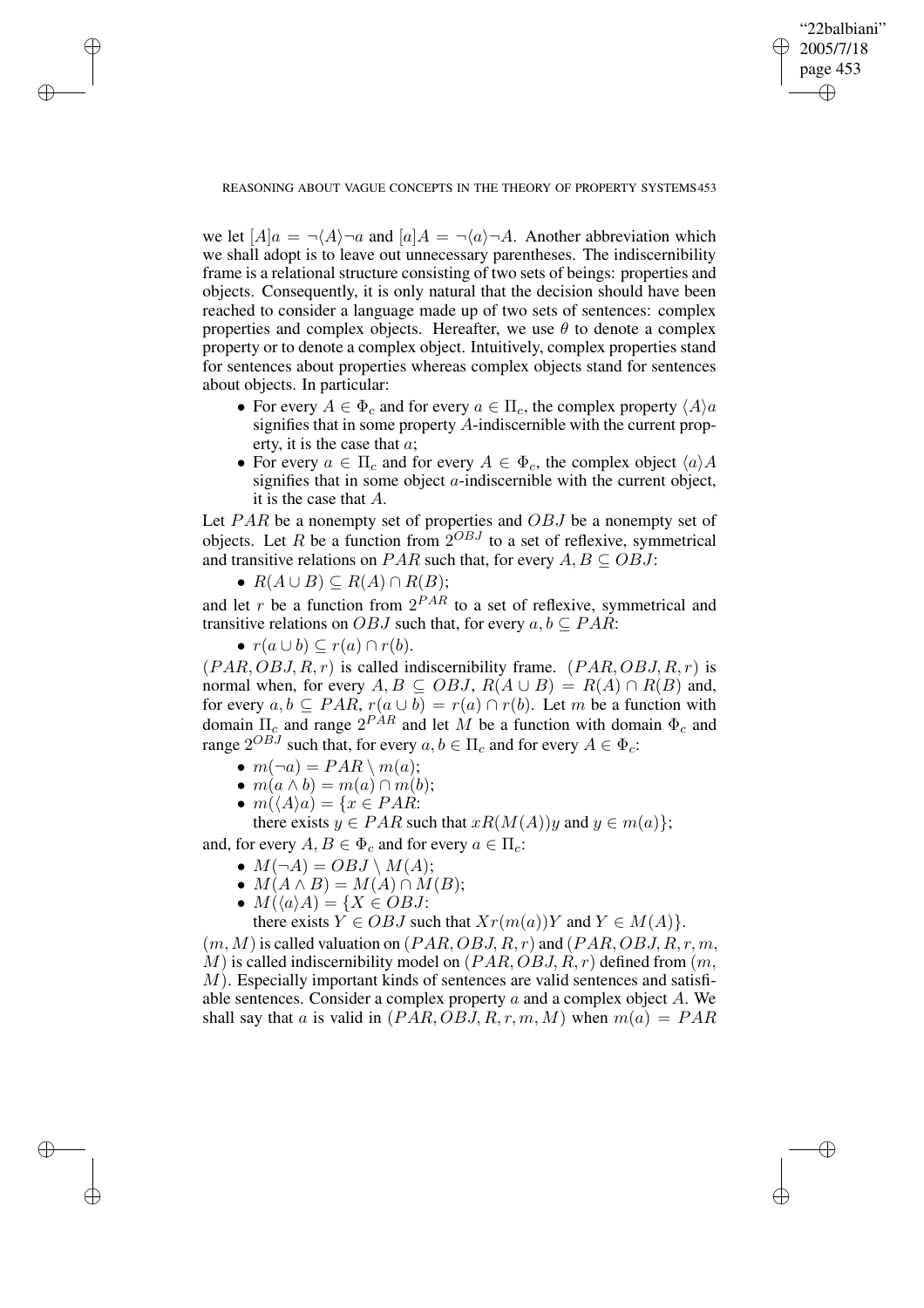we let $[A]a = \neg\langle A\rangle\neg a$ and $[a]A = \neg\langle a\rangle\neg A$. Another abbreviation which we shall adopt is to leave out unnecessary parentheses. The indiscernibility frame is a relational structure consisting of two sets of beings: properties and objects. Consequently, it is only natural that the decision should have been reached to consider a language made up of two sets of sentences: complex properties and complex objects. Hereafter, we use $\theta$ to denote a complex property or to denote a complex object. Intuitively, complex properties stand for sentences about properties whereas complex objects stand for sentences about objects. In particular:

- For every $A \in \Phi_c$ and for every $a \in \Pi_c$, the complex property $\langle A\rangle a$ signifies that in some property $A$-indiscernible with the current property, it is the case that $a$;
- For every $a \in \Pi_c$ and for every $A \in \Phi_c$, the complex object $\langle a\rangle A$ signifies that in some object $a$-indiscernible with the current object, it is the case that $A$.

Let $PAR$ be a nonempty set of properties and $OBJ$ be a nonempty set of objects. Let $R$ be a function from $2^{OBJ}$ to a set of reflexive, symmetrical and transitive relations on $PAR$ such that, for every $A, B \subseteq OBJ$:

- $R(A \cup B) \subseteq R(A) \cap R(B)$;

and let $r$ be a function from $2^{PAR}$ to a set of reflexive, symmetrical and transitive relations on $OBJ$ such that, for every $a, b \subseteq PAR$:

- $r(a \cup b) \subseteq r(a) \cap r(b)$.

$(PAR, OBJ, R, r)$ is called indiscernibility frame. $(PAR, OBJ, R, r)$ is normal when, for every $A, B \subseteq OBJ$, $R(A \cup B) = R(A) \cap R(B)$ and, for every $a, b \subseteq PAR$, $r(a \cup b) = r(a) \cap r(b)$. Let $m$ be a function with domain $\Pi_c$ and range $2^{PAR}$ and let $M$ be a function with domain $\Phi_c$ and range $2^{OBJ}$ such that, for every $a, b \in \Pi_c$ and for every $A \in \Phi_c$:

- $m(\neg a) = PAR \setminus m(a)$;
- $m(a \wedge b) = m(a) \cap m(b)$;
- $m(\langle A\rangle a) = \{x \in PAR$:
  there exists $y \in PAR$ such that $xR(M(A))y$ and $y \in m(a)\}$;

and, for every $A, B \in \Phi_c$ and for every $a \in \Pi_c$:

- $M(\neg A) = OBJ \setminus M(A)$;
- $M(A \wedge B) = M(A) \cap M(B)$;
- $M(\langle a\rangle A) = \{X \in OBJ$:
  there exists $Y \in OBJ$ such that $Xr(m(a))Y$ and $Y \in M(A)\}$.

$(m, M)$ is called valuation on $(PAR, OBJ, R, r)$ and $(PAR, OBJ, R, r, m, M)$ is called indiscernibility model on $(PAR, OBJ, R, r)$ defined from $(m, M)$. Especially important kinds of sentences are valid sentences and satisfiable sentences. Consider a complex property $a$ and a complex object $A$. We shall say that $a$ is valid in $(PAR, OBJ, R, r, m, M)$ when $m(a) = PAR$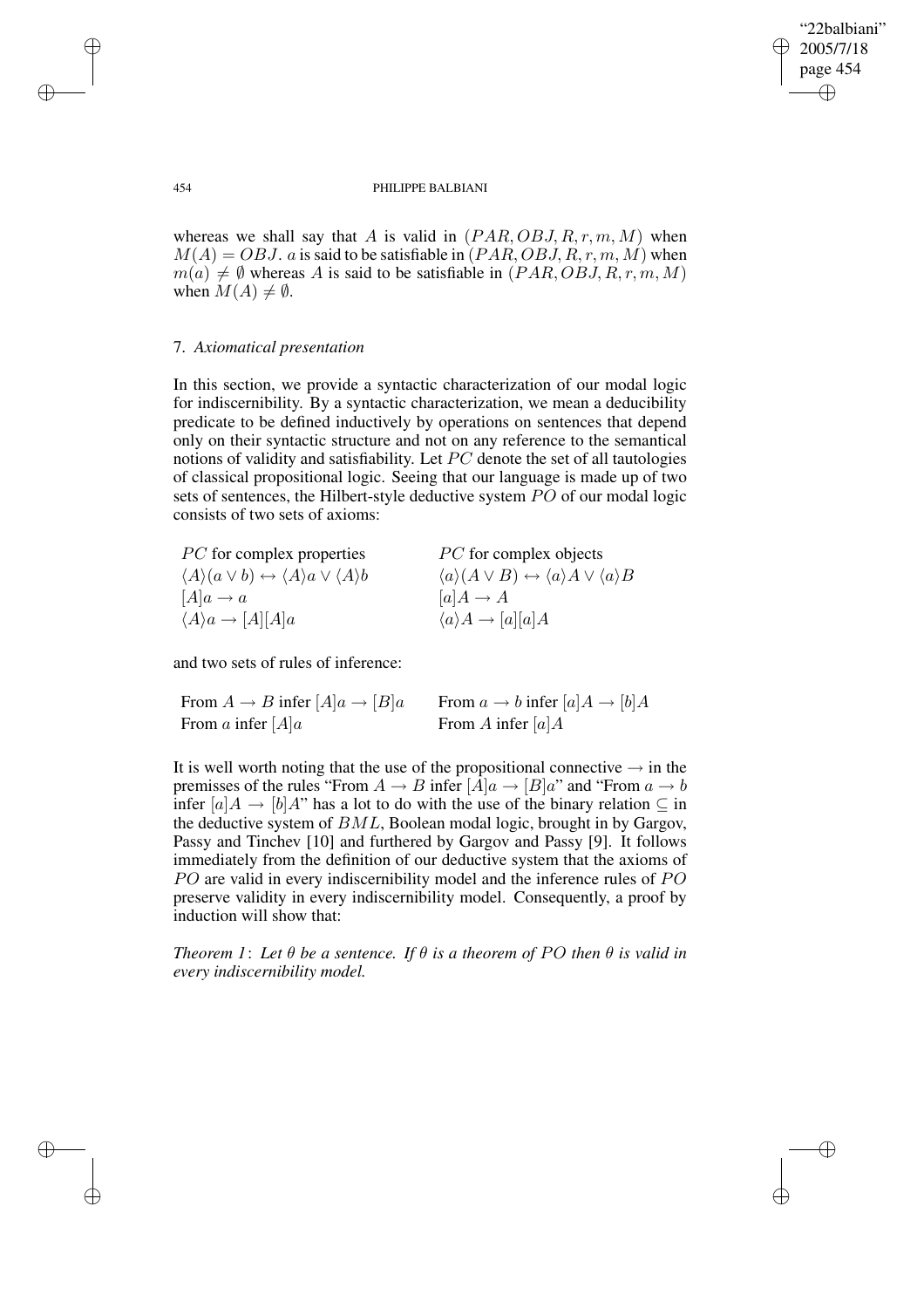whereas we shall say that $A$ is valid in $(PAR, OBJ, R, r, m, M)$ when $M(A) = OBJ$. $a$ is said to be satisfiable in $(PAR, OBJ, R, r, m, M)$ when $m(a) \neq \emptyset$ whereas $A$ is said to be satisfiable in $(PAR, OBJ, R, r, m, M)$ when $M(A) \neq \emptyset$.

### 7. *Axiomatical presentation*

In this section, we provide a syntactic characterization of our modal logic for indiscernibility. By a syntactic characterization, we mean a deducibility predicate to be defined inductively by operations on sentences that depend only on their syntactic structure and not on any reference to the semantical notions of validity and satisfiability. Let $PC$ denote the set of all tautologies of classical propositional logic. Seeing that our language is made up of two sets of sentences, the Hilbert-style deductive system $PO$ of our modal logic consists of two sets of axioms:

| | |
|---|---|
| $PC$ for complex properties | $PC$ for complex objects |
| $\langle A\rangle(a \vee b) \leftrightarrow \langle A\rangle a \vee \langle A\rangle b$ | $\langle a\rangle(A \vee B) \leftrightarrow \langle a\rangle A \vee \langle a\rangle B$ |
| $[A]a \rightarrow a$ | $[a]A \rightarrow A$ |
| $\langle A\rangle a \rightarrow [A][A]a$ | $\langle a\rangle A \rightarrow [a][a]A$ |

and two sets of rules of inference:

| | |
|---|---|
| From $A \rightarrow B$ infer $[A]a \rightarrow [B]a$ | From $a \rightarrow b$ infer $[a]A \rightarrow [b]A$ |
| From $a$ infer $[A]a$ | From $A$ infer $[a]A$ |

It is well worth noting that the use of the propositional connective $\rightarrow$ in the premisses of the rules "From $A \rightarrow B$ infer $[A]a \rightarrow [B]a$" and "From $a \rightarrow b$ infer $[a]A \rightarrow [b]A$" has a lot to do with the use of the binary relation $\subseteq$ in the deductive system of $BML$, Boolean modal logic, brought in by Gargov, Passy and Tinchev [10] and furthered by Gargov and Passy [9]. It follows immediately from the definition of our deductive system that the axioms of $PO$ are valid in every indiscernibility model and the inference rules of $PO$ preserve validity in every indiscernibility model. Consequently, a proof by induction will show that:

*Theorem 1*: *Let $\theta$ be a sentence. If $\theta$ is a theorem of $PO$ then $\theta$ is valid in every indiscernibility model.*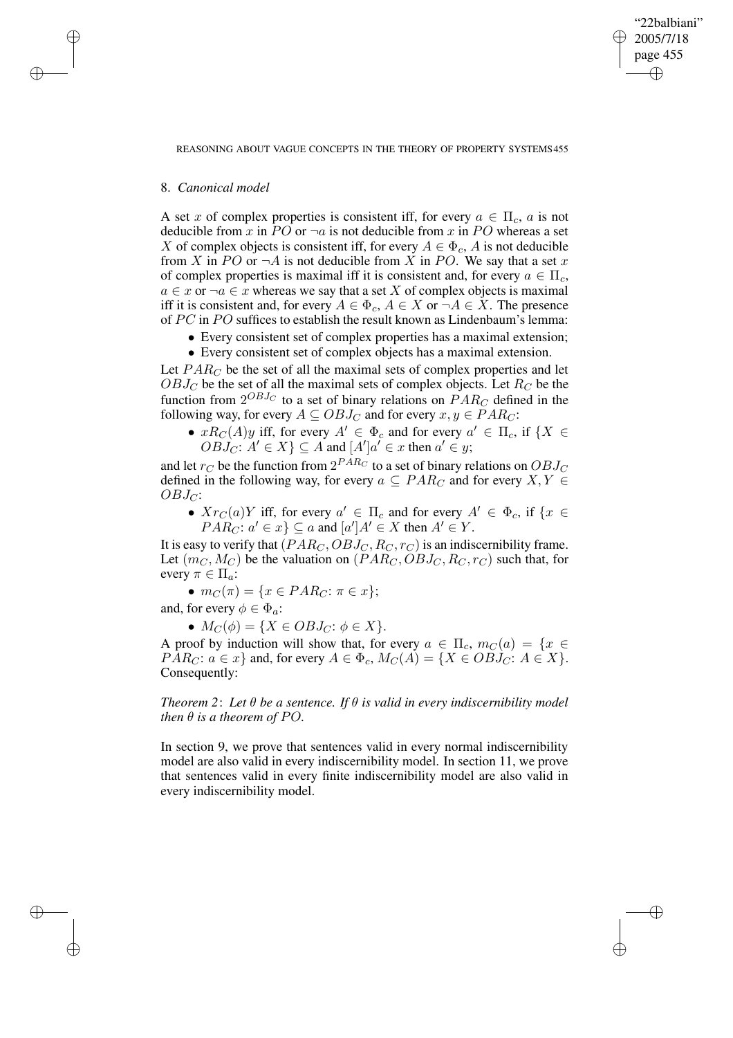## 8. *Canonical model*

A set $x$ of complex properties is consistent iff, for every $a \in \Pi_c$, $a$ is not deducible from $x$ in $PO$ or $\neg a$ is not deducible from $x$ in $PO$ whereas a set $X$ of complex objects is consistent iff, for every $A \in \Phi_c$, $A$ is not deducible from $X$ in $PO$ or $\neg A$ is not deducible from $X$ in $PO$. We say that a set $x$ of complex properties is maximal iff it is consistent and, for every $a \in \Pi_c$, $a \in x$ or $\neg a \in x$ whereas we say that a set $X$ of complex objects is maximal iff it is consistent and, for every $A \in \Phi_c$, $A \in X$ or $\neg A \in X$. The presence of $PC$ in $PO$ suffices to establish the result known as Lindenbaum's lemma:

- Every consistent set of complex properties has a maximal extension;
- Every consistent set of complex objects has a maximal extension.

Let $PAR_C$ be the set of all the maximal sets of complex properties and let $OBJ_C$ be the set of all the maximal sets of complex objects. Let $R_C$ be the function from $2^{OBJ_C}$ to a set of binary relations on $PAR_C$ defined in the following way, for every $A \subseteq OBJ_C$ and for every $x, y \in PAR_C$:

- $xR_C(A)y$ iff, for every $A' \in \Phi_c$ and for every $a' \in \Pi_c$, if $\{X \in OBJ_C \colon A' \in X\} \subseteq A$ and $[A']a' \in x$ then $a' \in y$;

and let $r_C$ be the function from $2^{PAR_C}$ to a set of binary relations on $OBJ_C$ defined in the following way, for every $a \subseteq PAR_C$ and for every $X, Y \in OBJ_C$:

- $Xr_C(a)Y$ iff, for every $a' \in \Pi_c$ and for every $A' \in \Phi_c$, if $\{x \in PAR_C \colon a' \in x\} \subseteq a$ and $[a']A' \in X$ then $A' \in Y$.

It is easy to verify that $(PAR_C, OBJ_C, R_C, r_C)$ is an indiscernibility frame. Let $(m_C, M_C)$ be the valuation on $(PAR_C, OBJ_C, R_C, r_C)$ such that, for every $\pi \in \Pi_a$:

- $m_C(\pi) = \{x \in PAR_C \colon \pi \in x\}$;

and, for every $\phi \in \Phi_a$:

- $M_C(\phi) = \{X \in OBJ_C \colon \phi \in X\}$.

A proof by induction will show that, for every $a \in \Pi_c$, $m_C(a) = \{x \in PAR_C \colon a \in x\}$ and, for every $A \in \Phi_c$, $M_C(A) = \{X \in OBJ_C \colon A \in X\}$. Consequently:

*Theorem 2*: *Let $\theta$ be a sentence. If $\theta$ is valid in every indiscernibility model then $\theta$ is a theorem of $PO$.*

In section 9, we prove that sentences valid in every normal indiscernibility model are also valid in every indiscernibility model. In section 11, we prove that sentences valid in every finite indiscernibility model are also valid in every indiscernibility model.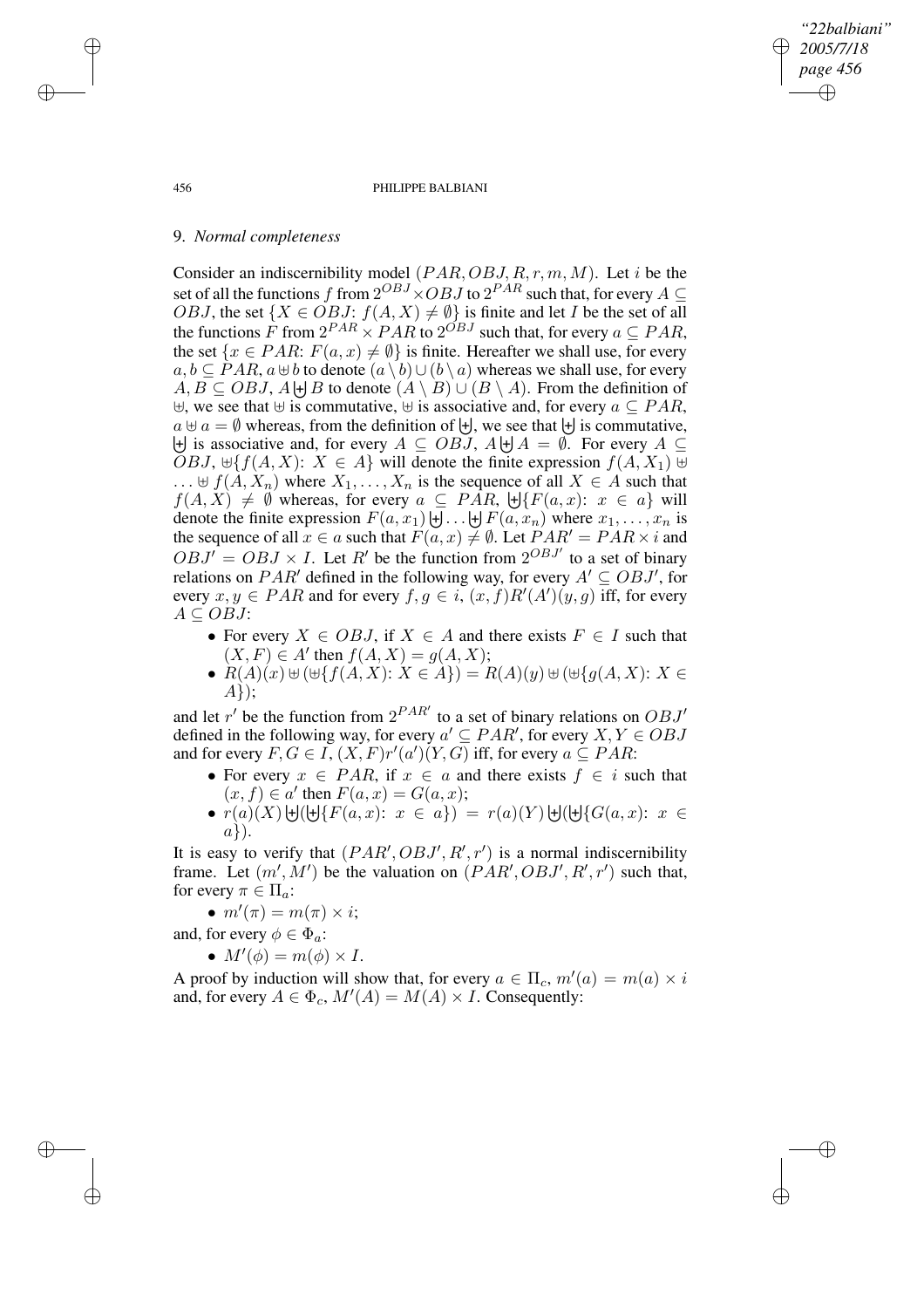## 9. *Normal completeness*

Consider an indiscernibility model $(PAR, OBJ, R, r, m, M)$. Let $i$ be the set of all the functions $f$ from $2^{OBJ} \times OBJ$ to $2^{PAR}$ such that, for every $A \subseteq OBJ$, the set $\{X \in OBJ\colon f(A, X) \neq \emptyset\}$ is finite and let $I$ be the set of all the functions $F$ from $2^{PAR} \times PAR$ to $2^{OBJ}$ such that, for every $a \subseteq PAR$, the set $\{x \in PAR\colon F(a, x) \neq \emptyset\}$ is finite. Hereafter we shall use, for every $a, b \subseteq PAR$, $a \uplus b$ to denote $(a \setminus b) \cup (b \setminus a)$ whereas we shall use, for every $A, B \subseteq OBJ$, $A \biguplus B$ to denote $(A \setminus B) \cup (B \setminus A)$. From the definition of $\uplus$, we see that $\uplus$ is commutative, $\uplus$ is associative and, for every $a \subseteq PAR$, $a \uplus a = \emptyset$ whereas, from the definition of $\biguplus$, we see that $\biguplus$ is commutative, $\biguplus$ is associative and, for every $A \subseteq OBJ$, $A \biguplus A = \emptyset$. For every $A \subseteq OBJ$, $\uplus\{f(A, X)\colon X \in A\}$ will denote the finite expression $f(A, X_1) \uplus \ldots \uplus f(A, X_n)$ where $X_1, \ldots, X_n$ is the sequence of all $X \in A$ such that $f(A, X) \neq \emptyset$ whereas, for every $a \subseteq PAR$, $\biguplus\{F(a, x)\colon x \in a\}$ will denote the finite expression $F(a, x_1) \biguplus \ldots \biguplus F(a, x_n)$ where $x_1, \ldots, x_n$ is the sequence of all $x \in a$ such that $F(a, x) \neq \emptyset$. Let $PAR' = PAR \times i$ and $OBJ' = OBJ \times I$. Let $R'$ be the function from $2^{OBJ'}$ to a set of binary relations on $PAR'$ defined in the following way, for every $A' \subseteq OBJ'$, for every $x, y \in PAR$ and for every $f, g \in i$, $(x, f)R'(A')(y, g)$ iff, for every $A \subseteq OBJ$:

- For every $X \in OBJ$, if $X \in A$ and there exists $F \in I$ such that $(X, F) \in A'$ then $f(A, X) = g(A, X)$;
- $R(A)(x) \uplus (\uplus\{f(A, X)\colon X \in A\}) = R(A)(y) \uplus (\uplus\{g(A, X)\colon X \in A\})$;

and let $r'$ be the function from $2^{PAR'}$ to a set of binary relations on $OBJ'$ defined in the following way, for every $a' \subseteq PAR'$, for every $X, Y \in OBJ$ and for every $F, G \in I$, $(X, F)r'(a')(Y, G)$ iff, for every $a \subseteq PAR$:

- For every $x \in PAR$, if $x \in a$ and there exists $f \in i$ such that $(x, f) \in a'$ then $F(a, x) = G(a, x)$;
- $r(a)(X) \biguplus (\biguplus\{F(a, x)\colon x \in a\}) = r(a)(Y) \biguplus (\biguplus\{G(a, x)\colon x \in a\})$.

It is easy to verify that $(PAR', OBJ', R', r')$ is a normal indiscernibility frame. Let $(m', M')$ be the valuation on $(PAR', OBJ', R', r')$ such that, for every $\pi \in \Pi_a$:

- $m'(\pi) = m(\pi) \times i$;

and, for every $\phi \in \Phi_a$:

- $M'(\phi) = m(\phi) \times I$.

A proof by induction will show that, for every $a \in \Pi_c$, $m'(a) = m(a) \times i$ and, for every $A \in \Phi_c$, $M'(A) = M(A) \times I$. Consequently: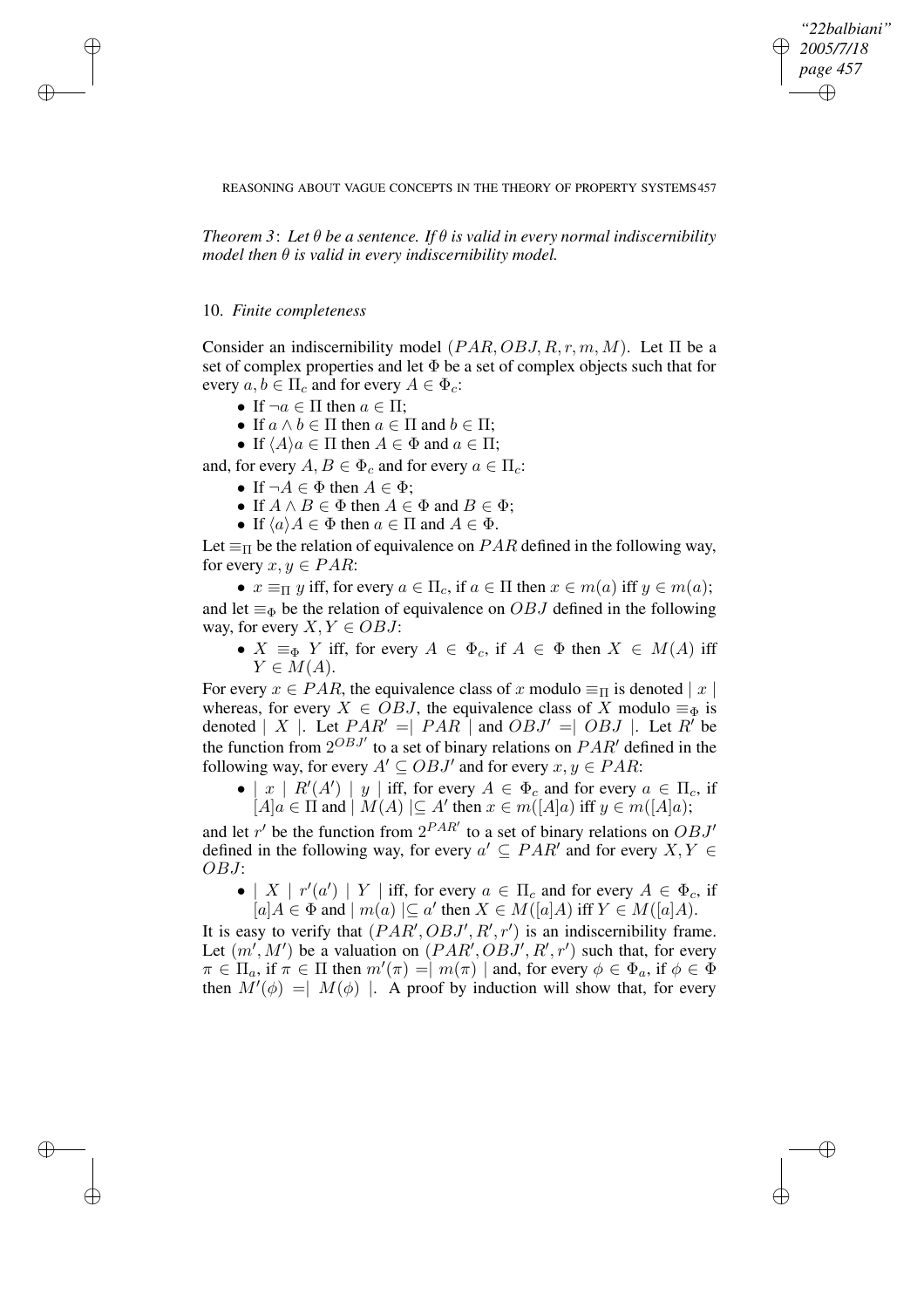*Theorem 3*: *Let $\theta$ be a sentence. If $\theta$ is valid in every normal indiscernibility model then $\theta$ is valid in every indiscernibility model.*

## 10. *Finite completeness*

Consider an indiscernibility model $(PAR, OBJ, R, r, m, M)$. Let $\Pi$ be a set of complex properties and let $\Phi$ be a set of complex objects such that for every $a, b \in \Pi_c$ and for every $A \in \Phi_c$:

- If $\neg a \in \Pi$ then $a \in \Pi$;
- If $a \wedge b \in \Pi$ then $a \in \Pi$ and $b \in \Pi$;
- If $\langle A \rangle a \in \Pi$ then $A \in \Phi$ and $a \in \Pi$;

and, for every $A, B \in \Phi_c$ and for every $a \in \Pi_c$:

- If $\neg A \in \Phi$ then $A \in \Phi$;
- If $A \wedge B \in \Phi$ then $A \in \Phi$ and $B \in \Phi$;
- If $\langle a \rangle A \in \Phi$ then $a \in \Pi$ and $A \in \Phi$.

Let $\equiv_\Pi$ be the relation of equivalence on $PAR$ defined in the following way, for every $x, y \in PAR$:

- $x \equiv_\Pi y$ iff, for every $a \in \Pi_c$, if $a \in \Pi$ then $x \in m(a)$ iff $y \in m(a)$;

and let $\equiv_\Phi$ be the relation of equivalence on $OBJ$ defined in the following way, for every $X, Y \in OBJ$:

- $X \equiv_\Phi Y$ iff, for every $A \in \Phi_c$, if $A \in \Phi$ then $X \in M(A)$ iff $Y \in M(A)$.

For every $x \in PAR$, the equivalence class of $x$ modulo $\equiv_\Pi$ is denoted $\mid x \mid$ whereas, for every $X \in OBJ$, the equivalence class of $X$ modulo $\equiv_\Phi$ is denoted $\mid X \mid$. Let $PAR' = \mid PAR \mid$ and $OBJ' = \mid OBJ \mid$. Let $R'$ be the function from $2^{OBJ'}$ to a set of binary relations on $PAR'$ defined in the following way, for every $A' \subseteq OBJ'$ and for every $x, y \in PAR$:

- $\mid x \mid R'(A') \mid y \mid$ iff, for every $A \in \Phi_c$ and for every $a \in \Pi_c$, if $[A]a \in \Pi$ and $\mid M(A) \mid \subseteq A'$ then $x \in m([A]a)$ iff $y \in m([A]a)$;

and let $r'$ be the function from $2^{PAR'}$ to a set of binary relations on $OBJ'$ defined in the following way, for every $a' \subseteq PAR'$ and for every $X, Y \in OBJ$:

- $\mid X \mid r'(a') \mid Y \mid$ iff, for every $a \in \Pi_c$ and for every $A \in \Phi_c$, if $[a]A \in \Phi$ and $\mid m(a) \mid \subseteq a'$ then $X \in M([a]A)$ iff $Y \in M([a]A)$.

It is easy to verify that $(PAR', OBJ', R', r')$ is an indiscernibility frame. Let $(m', M')$ be a valuation on $(PAR', OBJ', R', r')$ such that, for every $\pi \in \Pi_a$, if $\pi \in \Pi$ then $m'(\pi) = \mid m(\pi) \mid$ and, for every $\phi \in \Phi_a$, if $\phi \in \Phi$ then $M'(\phi) = \mid M(\phi) \mid$. A proof by induction will show that, for every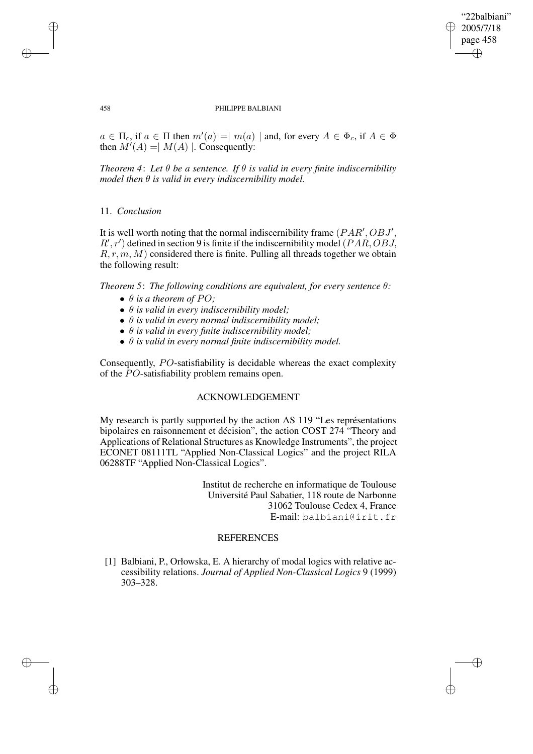$a \in \Pi_c$, if $a \in \Pi$ then $m'(a) = \mid m(a) \mid$ and, for every $A \in \Phi_c$, if $A \in \Phi$ then $M'(A) = \mid M(A) \mid$. Consequently:

*Theorem 4*: *Let $\theta$ be a sentence. If $\theta$ is valid in every finite indiscernibility model then $\theta$ is valid in every indiscernibility model.*

## 11. *Conclusion*

It is well worth noting that the normal indiscernibility frame $(PAR', OBJ', R', r')$ defined in section 9 is finite if the indiscernibility model $(PAR, OBJ, R, r, m, M)$ considered there is finite. Pulling all threads together we obtain the following result:

*Theorem 5*: *The following conditions are equivalent, for every sentence $\theta$:*

- *$\theta$ is a theorem of $PO$;*
- *$\theta$ is valid in every indiscernibility model;*
- *$\theta$ is valid in every normal indiscernibility model;*
- *$\theta$ is valid in every finite indiscernibility model;*
- *$\theta$ is valid in every normal finite indiscernibility model.*

Consequently, $PO$-satisfiability is decidable whereas the exact complexity of the $PO$-satisfiability problem remains open.

## ACKNOWLEDGEMENT

My research is partly supported by the action AS 119 "Les représentations bipolaires en raisonnement et décision", the action COST 274 "Theory and Applications of Relational Structures as Knowledge Instruments", the project ECONET 08111TL "Applied Non-Classical Logics" and the project RILA 06288TF "Applied Non-Classical Logics".

Institut de recherche en informatique de Toulouse
Université Paul Sabatier, 118 route de Narbonne
31062 Toulouse Cedex 4, France
E-mail: balbiani@irit.fr

## REFERENCES

[1] Balbiani, P., Orłowska, E. A hierarchy of modal logics with relative accessibility relations. *Journal of Applied Non-Classical Logics* 9 (1999) 303–328.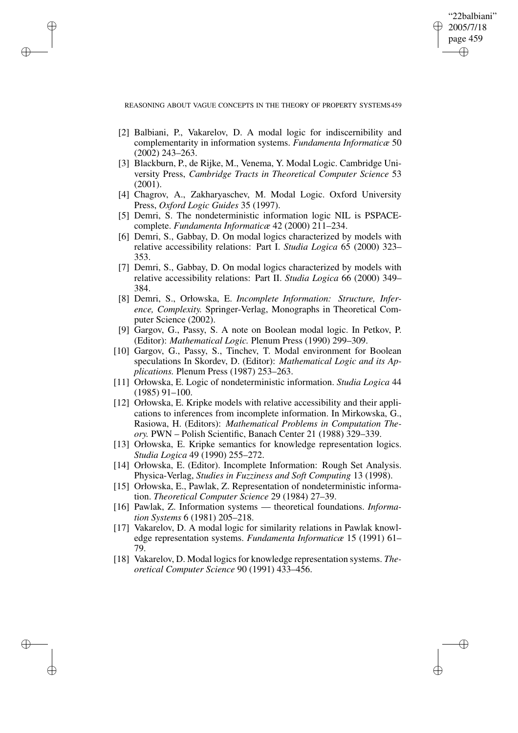- [2] Balbiani, P., Vakarelov, D. A modal logic for indiscernibility and complementarity in information systems. *Fundamenta Informaticæ* 50 (2002) 243–263.
- [3] Blackburn, P., de Rijke, M., Venema, Y. Modal Logic. Cambridge University Press, *Cambridge Tracts in Theoretical Computer Science* 53 (2001).
- [4] Chagrov, A., Zakharyaschev, M. Modal Logic. Oxford University Press, *Oxford Logic Guides* 35 (1997).
- [5] Demri, S. The nondeterministic information logic NIL is PSPACE-complete. *Fundamenta Informaticæ* 42 (2000) 211–234.
- [6] Demri, S., Gabbay, D. On modal logics characterized by models with relative accessibility relations: Part I. *Studia Logica* 65 (2000) 323–353.
- [7] Demri, S., Gabbay, D. On modal logics characterized by models with relative accessibility relations: Part II. *Studia Logica* 66 (2000) 349–384.
- [8] Demri, S., Orłowska, E. *Incomplete Information: Structure, Inference, Complexity.* Springer-Verlag, Monographs in Theoretical Computer Science (2002).
- [9] Gargov, G., Passy, S. A note on Boolean modal logic. In Petkov, P. (Editor): *Mathematical Logic.* Plenum Press (1990) 299–309.
- [10] Gargov, G., Passy, S., Tinchev, T. Modal environment for Boolean speculations In Skordev, D. (Editor): *Mathematical Logic and its Applications.* Plenum Press (1987) 253–263.
- [11] Orłowska, E. Logic of nondeterministic information. *Studia Logica* 44 (1985) 91–100.
- [12] Orłowska, E. Kripke models with relative accessibility and their applications to inferences from incomplete information. In Mirkowska, G., Rasiowa, H. (Editors): *Mathematical Problems in Computation Theory.* PWN – Polish Scientific, Banach Center 21 (1988) 329–339.
- [13] Orłowska, E. Kripke semantics for knowledge representation logics. *Studia Logica* 49 (1990) 255–272.
- [14] Orłowska, E. (Editor). Incomplete Information: Rough Set Analysis. Physica-Verlag, *Studies in Fuzziness and Soft Computing* 13 (1998).
- [15] Orłowska, E., Pawlak, Z. Representation of nondeterministic information. *Theoretical Computer Science* 29 (1984) 27–39.
- [16] Pawlak, Z. Information systems — theoretical foundations. *Information Systems* 6 (1981) 205–218.
- [17] Vakarelov, D. A modal logic for similarity relations in Pawlak knowledge representation systems. *Fundamenta Informaticæ* 15 (1991) 61–79.
- [18] Vakarelov, D. Modal logics for knowledge representation systems. *Theoretical Computer Science* 90 (1991) 433–456.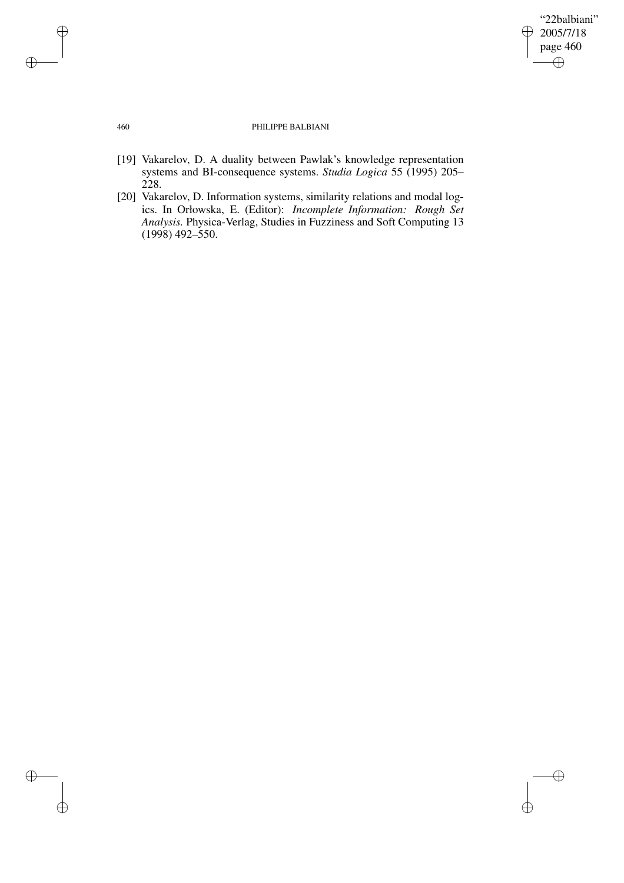[19] Vakarelov, D. A duality between Pawlak's knowledge representation systems and BI-consequence systems. *Studia Logica* 55 (1995) 205–228.

[20] Vakarelov, D. Information systems, similarity relations and modal logics. In Orłowska, E. (Editor): *Incomplete Information: Rough Set Analysis.* Physica-Verlag, Studies in Fuzziness and Soft Computing 13 (1998) 492–550.